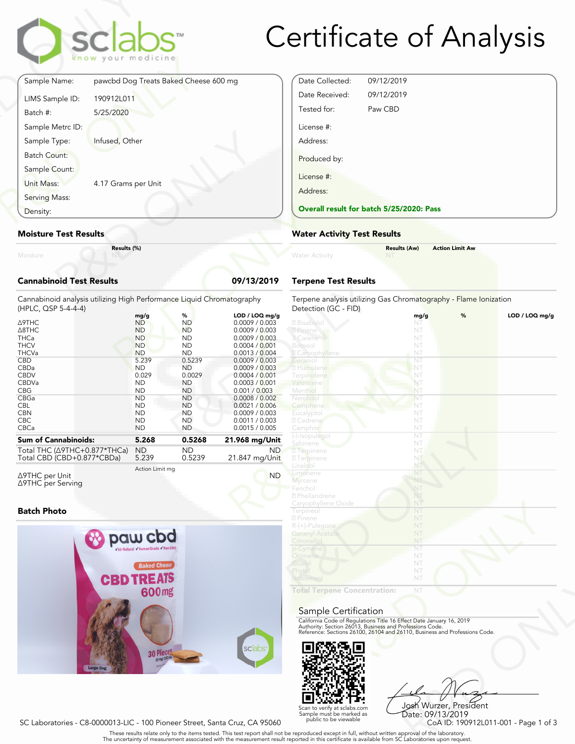# Certificate of Analysis

| | |
|---|---|
| Sample Name: | pawcbd Dog Treats Baked Cheese 600 mg |
| LIMS Sample ID: | 190912L011 |
| Batch #: | 5/25/2020 |
| Sample Metrc ID: | |
| Sample Type: | Infused, Other |
| Batch Count: | |
| Sample Count: | |
| Unit Mass: | 4.17 Grams per Unit |
| Serving Mass: | |
| Density: | |

| | |
|---|---|
| Date Collected: | 09/12/2019 |
| Date Received: | 09/12/2019 |
| Tested for: | Paw CBD |
| License #: | |
| Address: | |
| Produced by: | |
| License #: | |
| Address: | |

**Overall result for batch 5/25/2020: Pass**

## Moisture Test Results

| | Results (%) |
|---|---|
| Moisture | NT |

## Water Activity Test Results

| | Results (Aw) | Action Limit Aw |
|---|---|---|
| Water Activity | NT | |

## Cannabinoid Test Results — 09/13/2019

Cannabinoid analysis utilizing High Performance Liquid Chromatography (HPLC, QSP 5-4-4-4)

| | mg/g | % | LOD / LOQ mg/g |
|---|---|---|---|
| Δ9THC | ND | ND | 0.0009 / 0.003 |
| Δ8THC | ND | ND | 0.0009 / 0.003 |
| THCa | ND | ND | 0.0009 / 0.003 |
| THCV | ND | ND | 0.0004 / 0.001 |
| THCVa | ND | ND | 0.0013 / 0.004 |
| CBD | 5.239 | 0.5239 | 0.0009 / 0.003 |
| CBDa | ND | ND | 0.0009 / 0.003 |
| CBDV | 0.029 | 0.0029 | 0.0004 / 0.001 |
| CBDVa | ND | ND | 0.0003 / 0.001 |
| CBG | ND | ND | 0.001 / 0.003 |
| CBGa | ND | ND | 0.0008 / 0.002 |
| CBL | ND | ND | 0.0021 / 0.006 |
| CBN | ND | ND | 0.0009 / 0.003 |
| CBC | ND | ND | 0.0011 / 0.003 |
| CBCa | ND | ND | 0.0015 / 0.005 |
| **Sum of Cannabinoids:** | **5.268** | **0.5268** | **21.968 mg/Unit** |
| Total THC (Δ9THC+0.877*THCa) | ND | ND | ND |
| Total CBD (CBD+0.877*CBDa) | 5.239 | 0.5239 | 21.847 mg/Unit |

| | Action Limit mg | |
|---|---|---|
| Δ9THC per Unit | | ND |
| Δ9THC per Serving | | |

## Terpene Test Results

Terpene analysis utilizing Gas Chromatography - Flame Ionization Detection (GC - FID)

| | mg/g | % | LOD / LOQ mg/g |
|---|---|---|---|
| Bisabolol | NT | | |
| Pinene | NT | | |
| 3 Carene | NT | | |
| Borneol | NT | | |
| Caryophyllene | NT | | |
| Geraniol | NT | | |
| Humulene | NT | | |
| Terpinolene | NT | | |
| Valencene | NT | | |
| Menthol | NT | | |
| Nerolidol | NT | | |
| Camphene | NT | | |
| Eucalyptol | NT | | |
| Cedrene | NT | | |
| Camphor | NT | | |
| (-)-Isopulegol | NT | | |
| Sabinene | NT | | |
| Terpinene | NT | | |
| Terpinene | NT | | |
| Linalool | NT | | |
| Limonene | NT | | |
| Myrcene | NT | | |
| Fenchol | NT | | |
| Phellandrene | NT | | |
| Caryophyllene Oxide | NT | | |
| Terpineol | NT | | |
| Pinene | NT | | |
| R-(+)-Pulegone | NT | | |
| Geranyl Acetate | NT | | |
| Citronellol | NT | | |
| p-Cymene | NT | | |
| Ocimene | NT | | |
| Guaiol | NT | | |
| Phytol | NT | | |
| Isoborneol | NT | | |
| **Total Terpene Concentration:** | NT | | |

## Batch Photo

## Sample Certification

California Code of Regulations Title 16 Effect Date January 16, 2019
Authority: Section 26013, Business and Professions Code.
Reference: Sections 26100, 26104 and 26110, Business and Professions Code.

Scan to verify at sclabs.com
Sample must be marked as public to be viewable

Josh Wurzer, President
Date: 09/13/2019

SC Laboratories - C8-0000013-LIC - 100 Pioneer Street, Santa Cruz, CA 95060

CoA ID: 190912L011-001

These results relate only to the items tested. This test report shall not be reproduced except in full, without written approval of the laboratory.
The uncertainty of measurement associated with the measurement result reported in this certificate is available from SC Laboratories upon request.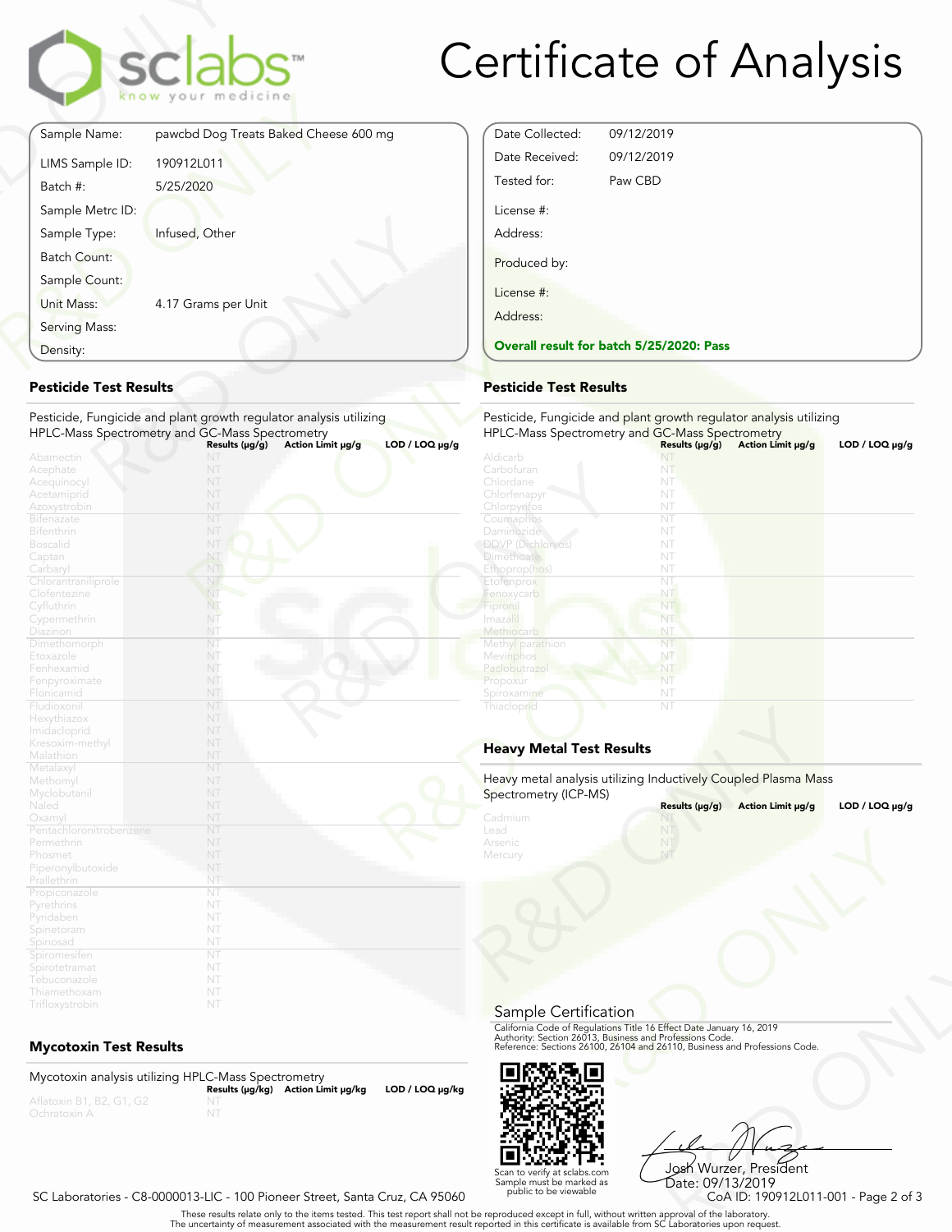# Certificate of Analysis

sclabs™ know your medicine

| | |
|---|---|
| Sample Name: | pawcbd Dog Treats Baked Cheese 600 mg |
| LIMS Sample ID: | 190912L011 |
| Batch #: | 5/25/2020 |
| Sample Metrc ID: | |
| Sample Type: | Infused, Other |
| Batch Count: | |
| Sample Count: | |
| Unit Mass: | 4.17 Grams per Unit |
| Serving Mass: | |
| Density: | |

| | |
|---|---|
| Date Collected: | 09/12/2019 |
| Date Received: | 09/12/2019 |
| Tested for: | Paw CBD |
| License #: | |
| Address: | |
| Produced by: | |
| License #: | |
| Address: | |

**Overall result for batch 5/25/2020: Pass**

## Pesticide Test Results

Pesticide, Fungicide and plant growth regulator analysis utilizing HPLC-Mass Spectrometry and GC-Mass Spectrometry

| | Results (μg/g) | Action Limit μg/g | LOD / LOQ μg/g |
|---|---|---|---|
| Abamectin | NT | | |
| Acephate | NT | | |
| Acequinocyl | NT | | |
| Acetamiprid | NT | | |
| Azoxystrobin | NT | | |
| Bifenazate | NT | | |
| Bifenthrin | NT | | |
| Boscalid | NT | | |
| Captan | NT | | |
| Carbaryl | NT | | |
| Chlorantraniliprole | NT | | |
| Clofentezine | NT | | |
| Cyfluthrin | NT | | |
| Cypermethrin | NT | | |
| Diazinon | NT | | |
| Dimethomorph | NT | | |
| Etoxazole | NT | | |
| Fenhexamid | NT | | |
| Fenpyroximate | NT | | |
| Flonicamid | NT | | |
| Fludioxonil | NT | | |
| Hexythiazox | NT | | |
| Imidacloprid | NT | | |
| Kresoxim-methyl | NT | | |
| Malathion | NT | | |
| Metalaxyl | NT | | |
| Methomyl | NT | | |
| Myclobutanil | NT | | |
| Naled | NT | | |
| Oxamyl | NT | | |
| Pentachloronitrobenzene | NT | | |
| Permethrin | NT | | |
| Phosmet | NT | | |
| Piperonylbutoxide | NT | | |
| Prallethrin | NT | | |
| Propiconazole | NT | | |
| Pyrethrins | NT | | |
| Pyridaben | NT | | |
| Spinetoram | NT | | |
| Spinosad | NT | | |
| Spiromesifen | NT | | |
| Spirotetramat | NT | | |
| Tebuconazole | NT | | |
| Thiamethoxam | NT | | |
| Trifloxystrobin | NT | | |

## Pesticide Test Results

Pesticide, Fungicide and plant growth regulator analysis utilizing HPLC-Mass Spectrometry and GC-Mass Spectrometry

| | Results (μg/g) | Action Limit μg/g | LOD / LOQ μg/g |
|---|---|---|---|
| Aldicarb | NT | | |
| Carbofuran | NT | | |
| Chlordane | NT | | |
| Chlorfenapyr | NT | | |
| Chlorpyrifos | NT | | |
| Coumaphos | NT | | |
| Daminozide | NT | | |
| DDVP (Dichlorvos) | NT | | |
| Dimethoate | NT | | |
| Ethoprop(hos) | NT | | |
| Etofenprox | NT | | |
| Fenoxycarb | NT | | |
| Fipronil | NT | | |
| Imazalil | NT | | |
| Methiocarb | NT | | |
| Methyl parathion | NT | | |
| Mevinphos | NT | | |
| Paclobutrazol | NT | | |
| Propoxur | NT | | |
| Spiroxamine | NT | | |
| Thiacloprid | NT | | |

## Heavy Metal Test Results

Heavy metal analysis utilizing Inductively Coupled Plasma Mass Spectrometry (ICP-MS)

| | Results (μg/g) | Action Limit μg/g | LOD / LOQ μg/g |
|---|---|---|---|
| Cadmium | NT | | |
| Lead | NT | | |
| Arsenic | NT | | |
| Mercury | NT | | |

## Mycotoxin Test Results

Mycotoxin analysis utilizing HPLC-Mass Spectrometry

| | Results (μg/kg) | Action Limit μg/kg | LOD / LOQ μg/kg |
|---|---|---|---|
| Aflatoxin B1, B2, G1, G2 | NT | | |
| Ochratoxin A | NT | | |

## Sample Certification

California Code of Regulations Title 16 Effect Date January 16, 2019
Authority: Section 26013, Business and Professions Code.
Reference: Sections 26100, 26104 and 26110, Business and Professions Code.

Scan to verify at sclabs.com
Sample must be marked as public to be viewable

Josh Wurzer, President
Date: 09/13/2019

SC Laboratories - C8-0000013-LIC - 100 Pioneer Street, Santa Cruz, CA 95060

CoA ID: 190912L011-001

These results relate only to the items tested. This test report shall not be reproduced except in full, without written approval of the laboratory.
The uncertainty of measurement associated with the measurement result reported in this certificate is available from SC Laboratories upon request.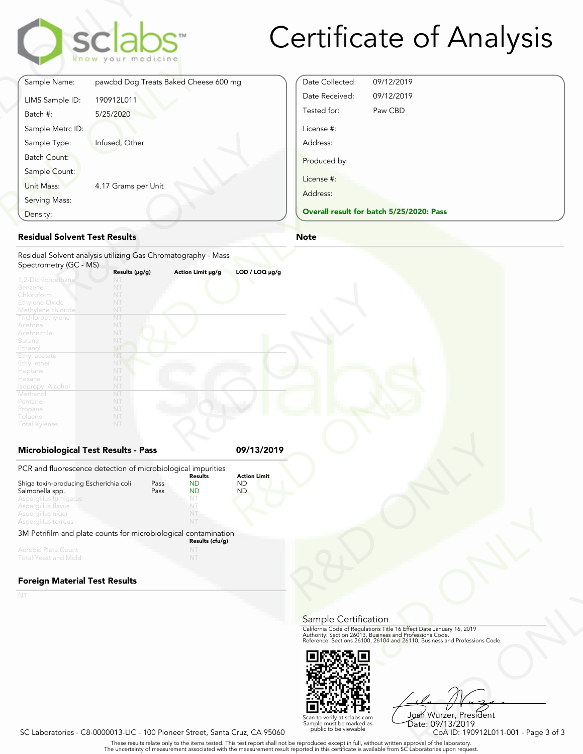# Certificate of Analysis

sclabs™ know your medicine

| | |
|---|---|
| Sample Name: | pawcbd Dog Treats Baked Cheese 600 mg |
| LIMS Sample ID: | 190912L011 |
| Batch #: | 5/25/2020 |
| Sample Metrc ID: | |
| Sample Type: | Infused, Other |
| Batch Count: | |
| Sample Count: | |
| Unit Mass: | 4.17 Grams per Unit |
| Serving Mass: | |
| Density: | |

| | |
|---|---|
| Date Collected: | 09/12/2019 |
| Date Received: | 09/12/2019 |
| Tested for: | Paw CBD |
| License #: | |
| Address: | |
| Produced by: | |
| License #: | |
| Address: | |

**Overall result for batch 5/25/2020: Pass**

## Residual Solvent Test Results

Residual Solvent analysis utilizing Gas Chromatography - Mass Spectrometry (GC - MS)

| | Results (μg/g) | Action Limit μg/g | LOD / LOQ μg/g |
|---|---|---|---|
| 1,2-Dichloroethane | NT | | |
| Benzene | NT | | |
| Chloroform | NT | | |
| Ethylene Oxide | NT | | |
| Methylene chloride | NT | | |
| Trichloroethylene | NT | | |
| Acetone | NT | | |
| Acetonitrile | NT | | |
| Butane | NT | | |
| Ethanol | NT | | |
| Ethyl acetate | NT | | |
| Ethyl ether | NT | | |
| Heptane | NT | | |
| Hexane | NT | | |
| Isopropyl Alcohol | NT | | |
| Methanol | NT | | |
| Pentane | NT | | |
| Propane | NT | | |
| Toluene | NT | | |
| Total Xylenes | NT | | |

## Microbiological Test Results - Pass

09/13/2019

PCR and fluorescence detection of microbiological impurities

| | | Results | Action Limit |
|---|---|---|---|
| Shiga toxin-producing Escherichia coli | Pass | ND | ND |
| Salmonella spp. | Pass | ND | ND |
| Aspergillus fumigatus | | NT | |
| Aspergillus flavus | | NT | |
| Aspergillus niger | | NT | |
| Aspergillus terreus | | NT | |

3M Petrifilm and plate counts for microbiological contamination

| | Results (cfu/g) |
|---|---|
| Aerobic Plate Count | NT |
| Total Yeast and Mold | NT |

## Foreign Material Test Results

NT

## Note

## Sample Certification

California Code of Regulations Title 16 Effect Date January 16, 2019
Authority: Section 26013, Business and Professions Code.
Reference: Sections 26100, 26104 and 26110, Business and Professions Code.

Scan to verify at sclabs.com
Sample must be marked as public to be viewable

Josh Wurzer, President
Date: 09/13/2019

SC Laboratories - C8-0000013-LIC - 100 Pioneer Street, Santa Cruz, CA 95060

CoA ID: 190912L011-001

These results relate only to the items tested. This test report shall not be reproduced except in full, without written approval of the laboratory.
The uncertainty of measurement associated with the measurement result reported in this certificate is available from SC Laboratories upon request.